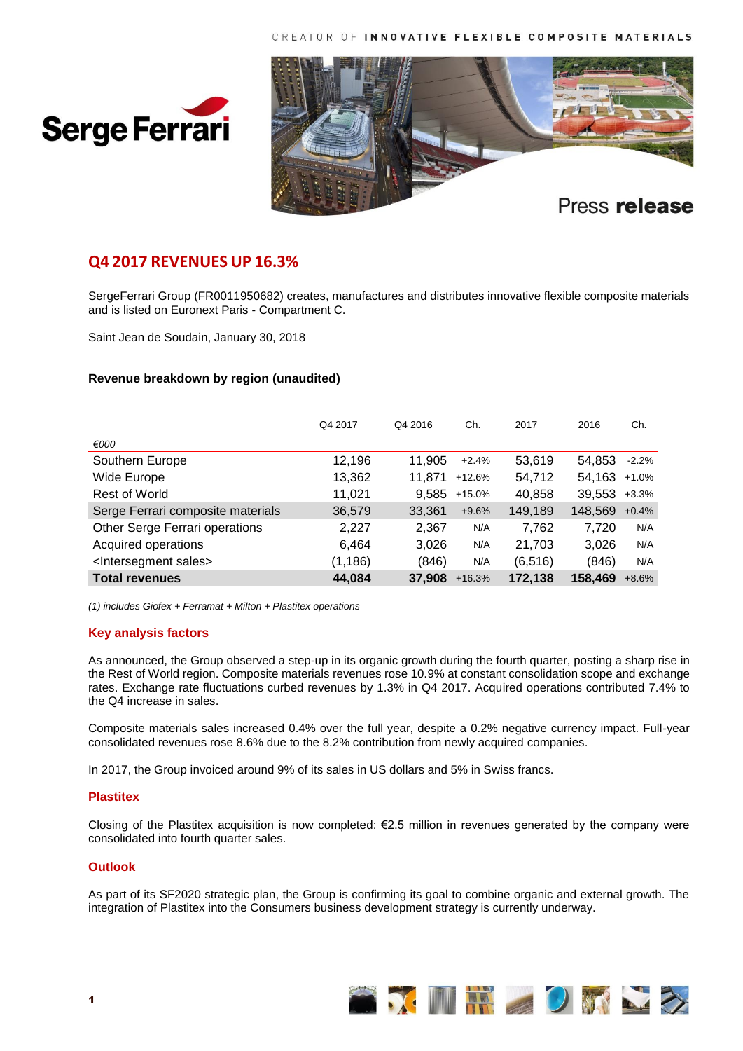CREATOR OF **INNOVATIVE FLEXIBLE COMPOSITE MATERIALS**

Serge Ferrari

Press **release**

## Q4 2017 REVENUES UP 16.3%

SergeFerrari Group (FR0011950682) creates, manufactures and distributes innovative flexible composite materials and is listed on Euronext Paris - Compartment C.

Saint Jean de Soudain, January 30, 2018

**Revenue breakdown by region (unaudited)**

| *€000* | Q4 2017 | Q4 2016 | Ch. | 2017 | 2016 | Ch. |
|---|---|---|---|---|---|---|
| Southern Europe | 12,196 | 11,905 | +2.4% | 53,619 | 54,853 | -2.2% |
| Wide Europe | 13,362 | 11,871 | +12.6% | 54,712 | 54,163 | +1.0% |
| Rest of World | 11,021 | 9,585 | +15.0% | 40,858 | 39,553 | +3.3% |
| Serge Ferrari composite materials | 36,579 | 33,361 | +9.6% | 149,189 | 148,569 | +0.4% |
| Other Serge Ferrari operations | 2,227 | 2,367 | N/A | 7,762 | 7,720 | N/A |
| Acquired operations | 6,464 | 3,026 | N/A | 21,703 | 3,026 | N/A |
| <Intersegment sales> | (1,186) | (846) | N/A | (6,516) | (846) | N/A |
| **Total revenues** | **44,084** | **37,908** | +16.3% | **172,138** | **158,469** | +8.6% |

*(1) includes Giofex + Ferramat + Milton + Plastitex operations*

### Key analysis factors

As announced, the Group observed a step-up in its organic growth during the fourth quarter, posting a sharp rise in the Rest of World region. Composite materials revenues rose 10.9% at constant consolidation scope and exchange rates. Exchange rate fluctuations curbed revenues by 1.3% in Q4 2017. Acquired operations contributed 7.4% to the Q4 increase in sales.

Composite materials sales increased 0.4% over the full year, despite a 0.2% negative currency impact. Full-year consolidated revenues rose 8.6% due to the 8.2% contribution from newly acquired companies.

In 2017, the Group invoiced around 9% of its sales in US dollars and 5% in Swiss francs.

### Plastitex

Closing of the Plastitex acquisition is now completed: €2.5 million in revenues generated by the company were consolidated into fourth quarter sales.

### Outlook

As part of its SF2020 strategic plan, the Group is confirming its goal to combine organic and external growth. The integration of Plastitex into the Consumers business development strategy is currently underway.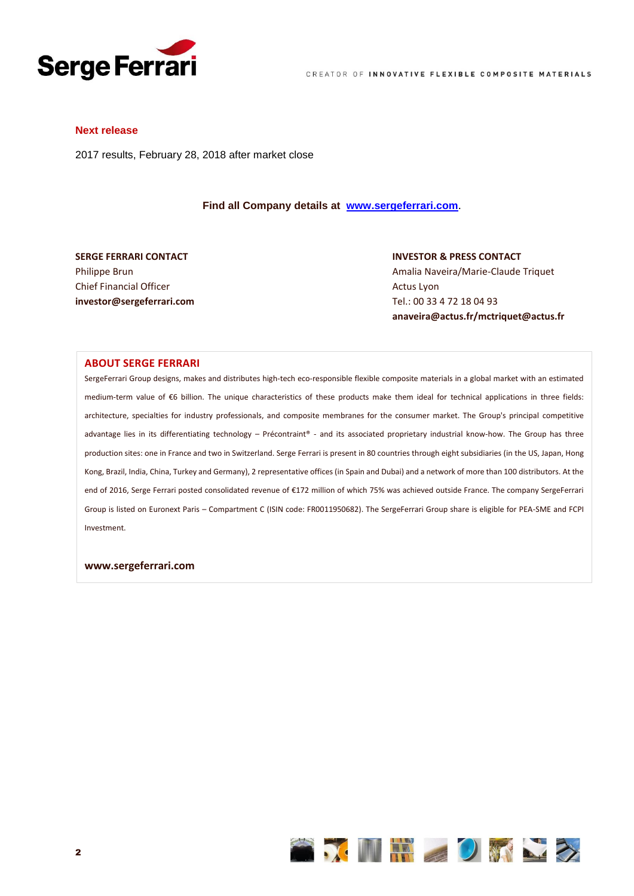## Next release

2017 results, February 28, 2018 after market close

**Find all Company details at www.sergeferrari.com.**

**SERGE FERRARI CONTACT**
Philippe Brun
Chief Financial Officer
**investor@sergeferrari.com**

**INVESTOR & PRESS CONTACT**
Amalia Naveira/Marie-Claude Triquet
Actus Lyon
Tel.: 00 33 4 72 18 04 93
**anaveira@actus.fr/mctriquet@actus.fr**

## ABOUT SERGE FERRARI

SergeFerrari Group designs, makes and distributes high-tech eco-responsible flexible composite materials in a global market with an estimated medium-term value of €6 billion. The unique characteristics of these products make them ideal for technical applications in three fields: architecture, specialties for industry professionals, and composite membranes for the consumer market. The Group's principal competitive advantage lies in its differentiating technology – Précontraint® - and its associated proprietary industrial know-how. The Group has three production sites: one in France and two in Switzerland. Serge Ferrari is present in 80 countries through eight subsidiaries (in the US, Japan, Hong Kong, Brazil, India, China, Turkey and Germany), 2 representative offices (in Spain and Dubai) and a network of more than 100 distributors. At the end of 2016, Serge Ferrari posted consolidated revenue of €172 million of which 75% was achieved outside France. The company SergeFerrari Group is listed on Euronext Paris – Compartment C (ISIN code: FR0011950682). The SergeFerrari Group share is eligible for PEA-SME and FCPI Investment.

**www.sergeferrari.com**